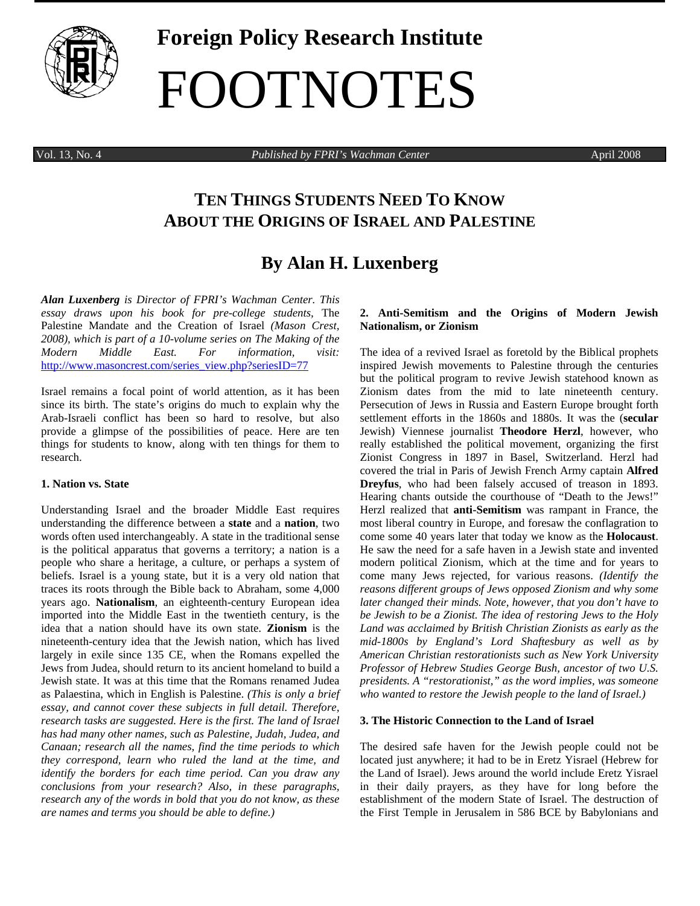# Foreign Policy Research Institute

# FOOTNOTES

Vol. 13, No. 4 *Published by FPRI's Wachman Center* April 2008

## TEN THINGS STUDENTS NEED TO KNOW ABOUT THE ORIGINS OF ISRAEL AND PALESTINE

## By Alan H. Luxenberg

***Alan Luxenberg** is Director of FPRI's Wachman Center. This essay draws upon his book for pre-college students,* The Palestine Mandate and the Creation of Israel *(Mason Crest, 2008), which is part of a 10-volume series on The Making of the Modern Middle East. For information, visit:* http://www.masoncrest.com/series_view.php?seriesID=77

Israel remains a focal point of world attention, as it has been since its birth. The state's origins do much to explain why the Arab-Israeli conflict has been so hard to resolve, but also provide a glimpse of the possibilities of peace. Here are ten things for students to know, along with ten things for them to research.

### 1. Nation vs. State

Understanding Israel and the broader Middle East requires understanding the difference between a **state** and a **nation**, two words often used interchangeably. A state in the traditional sense is the political apparatus that governs a territory; a nation is a people who share a heritage, a culture, or perhaps a system of beliefs. Israel is a young state, but it is a very old nation that traces its roots through the Bible back to Abraham, some 4,000 years ago. **Nationalism**, an eighteenth-century European idea imported into the Middle East in the twentieth century, is the idea that a nation should have its own state. **Zionism** is the nineteenth-century idea that the Jewish nation, which has lived largely in exile since 135 CE, when the Romans expelled the Jews from Judea, should return to its ancient homeland to build a Jewish state. It was at this time that the Romans renamed Judea as Palaestina, which in English is Palestine. *(This is only a brief essay, and cannot cover these subjects in full detail. Therefore, research tasks are suggested. Here is the first. The land of Israel has had many other names, such as Palestine, Judah, Judea, and Canaan; research all the names, find the time periods to which they correspond, learn who ruled the land at the time, and identify the borders for each time period. Can you draw any conclusions from your research? Also, in these paragraphs, research any of the words in bold that you do not know, as these are names and terms you should be able to define.)*

### 2. Anti-Semitism and the Origins of Modern Jewish Nationalism, or Zionism

The idea of a revived Israel as foretold by the Biblical prophets inspired Jewish movements to Palestine through the centuries but the political program to revive Jewish statehood known as Zionism dates from the mid to late nineteenth century. Persecution of Jews in Russia and Eastern Europe brought forth settlement efforts in the 1860s and 1880s. It was the (**secular** Jewish) Viennese journalist **Theodore Herzl**, however, who really established the political movement, organizing the first Zionist Congress in 1897 in Basel, Switzerland. Herzl had covered the trial in Paris of Jewish French Army captain **Alfred Dreyfus**, who had been falsely accused of treason in 1893. Hearing chants outside the courthouse of "Death to the Jews!" Herzl realized that **anti-Semitism** was rampant in France, the most liberal country in Europe, and foresaw the conflagration to come some 40 years later that today we know as the **Holocaust**. He saw the need for a safe haven in a Jewish state and invented modern political Zionism, which at the time and for years to come many Jews rejected, for various reasons. *(Identify the reasons different groups of Jews opposed Zionism and why some later changed their minds. Note, however, that you don't have to be Jewish to be a Zionist. The idea of restoring Jews to the Holy Land was acclaimed by British Christian Zionists as early as the mid-1800s by England's Lord Shaftesbury as well as by American Christian restorationists such as New York University Professor of Hebrew Studies George Bush, ancestor of two U.S. presidents. A "restorationist," as the word implies, was someone who wanted to restore the Jewish people to the land of Israel.)*

### 3. The Historic Connection to the Land of Israel

The desired safe haven for the Jewish people could not be located just anywhere; it had to be in Eretz Yisrael (Hebrew for the Land of Israel). Jews around the world include Eretz Yisrael in their daily prayers, as they have for long before the establishment of the modern State of Israel. The destruction of the First Temple in Jerusalem in 586 BCE by Babylonians and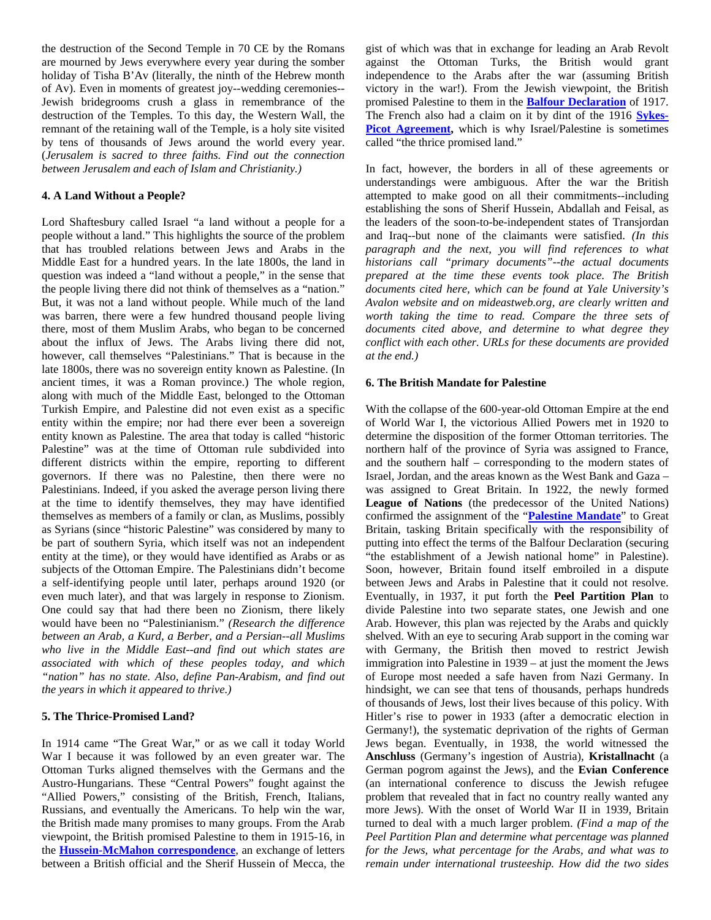the destruction of the Second Temple in 70 CE by the Romans are mourned by Jews everywhere every year during the somber holiday of Tisha B'Av (literally, the ninth of the Hebrew month of Av). Even in moments of greatest joy--wedding ceremonies--Jewish bridegrooms crush a glass in remembrance of the destruction of the Temples. To this day, the Western Wall, the remnant of the retaining wall of the Temple, is a holy site visited by tens of thousands of Jews around the world every year. (*Jerusalem is sacred to three faiths. Find out the connection between Jerusalem and each of Islam and Christianity.)*

### 4. A Land Without a People?

Lord Shaftesbury called Israel "a land without a people for a people without a land." This highlights the source of the problem that has troubled relations between Jews and Arabs in the Middle East for a hundred years. In the late 1800s, the land in question was indeed a "land without a people," in the sense that the people living there did not think of themselves as a "nation." But, it was not a land without people. While much of the land was barren, there were a few hundred thousand people living there, most of them Muslim Arabs, who began to be concerned about the influx of Jews. The Arabs living there did not, however, call themselves "Palestinians." That is because in the late 1800s, there was no sovereign entity known as Palestine. (In ancient times, it was a Roman province.) The whole region, along with much of the Middle East, belonged to the Ottoman Turkish Empire, and Palestine did not even exist as a specific entity within the empire; nor had there ever been a sovereign entity known as Palestine. The area that today is called "historic Palestine" was at the time of Ottoman rule subdivided into different districts within the empire, reporting to different governors. If there was no Palestine, then there were no Palestinians. Indeed, if you asked the average person living there at the time to identify themselves, they may have identified themselves as members of a family or clan, as Muslims, possibly as Syrians (since "historic Palestine" was considered by many to be part of southern Syria, which itself was not an independent entity at the time), or they would have identified as Arabs or as subjects of the Ottoman Empire. The Palestinians didn't become a self-identifying people until later, perhaps around 1920 (or even much later), and that was largely in response to Zionism. One could say that had there been no Zionism, there likely would have been no "Palestinianism." *(Research the difference between an Arab, a Kurd, a Berber, and a Persian--all Muslims who live in the Middle East--and find out which states are associated with which of these peoples today, and which "nation" has no state. Also, define Pan-Arabism, and find out the years in which it appeared to thrive.)*

### 5. The Thrice-Promised Land?

In 1914 came "The Great War," or as we call it today World War I because it was followed by an even greater war. The Ottoman Turks aligned themselves with the Germans and the Austro-Hungarians. These "Central Powers" fought against the "Allied Powers," consisting of the British, French, Italians, Russians, and eventually the Americans. To help win the war, the British made many promises to many groups. From the Arab viewpoint, the British promised Palestine to them in 1915-16, in the **Hussein-McMahon correspondence**, an exchange of letters between a British official and the Sherif Hussein of Mecca, the gist of which was that in exchange for leading an Arab Revolt against the Ottoman Turks, the British would grant independence to the Arabs after the war (assuming British victory in the war!). From the Jewish viewpoint, the British promised Palestine to them in the **Balfour Declaration** of 1917. The French also had a claim on it by dint of the 1916 **Sykes-Picot Agreement,** which is why Israel/Palestine is sometimes called "the thrice promised land."

In fact, however, the borders in all of these agreements or understandings were ambiguous. After the war the British attempted to make good on all their commitments--including establishing the sons of Sherif Hussein, Abdallah and Feisal, as the leaders of the soon-to-be-independent states of Transjordan and Iraq--but none of the claimants were satisfied. *(In this paragraph and the next, you will find references to what historians call "primary documents"--the actual documents prepared at the time these events took place. The British documents cited here, which can be found at Yale University's Avalon website and on mideastweb.org, are clearly written and worth taking the time to read. Compare the three sets of documents cited above, and determine to what degree they conflict with each other. URLs for these documents are provided at the end.)*

### 6. The British Mandate for Palestine

With the collapse of the 600-year-old Ottoman Empire at the end of World War I, the victorious Allied Powers met in 1920 to determine the disposition of the former Ottoman territories. The northern half of the province of Syria was assigned to France, and the southern half – corresponding to the modern states of Israel, Jordan, and the areas known as the West Bank and Gaza – was assigned to Great Britain. In 1922, the newly formed **League of Nations** (the predecessor of the United Nations) confirmed the assignment of the "**Palestine Mandate**" to Great Britain, tasking Britain specifically with the responsibility of putting into effect the terms of the Balfour Declaration (securing "the establishment of a Jewish national home" in Palestine). Soon, however, Britain found itself embroiled in a dispute between Jews and Arabs in Palestine that it could not resolve. Eventually, in 1937, it put forth the **Peel Partition Plan** to divide Palestine into two separate states, one Jewish and one Arab. However, this plan was rejected by the Arabs and quickly shelved. With an eye to securing Arab support in the coming war with Germany, the British then moved to restrict Jewish immigration into Palestine in 1939 – at just the moment the Jews of Europe most needed a safe haven from Nazi Germany. In hindsight, we can see that tens of thousands, perhaps hundreds of thousands of Jews, lost their lives because of this policy. With Hitler's rise to power in 1933 (after a democratic election in Germany!), the systematic deprivation of the rights of German Jews began. Eventually, in 1938, the world witnessed the **Anschluss** (Germany's ingestion of Austria), **Kristallnacht** (a German pogrom against the Jews), and the **Evian Conference** (an international conference to discuss the Jewish refugee problem that revealed that in fact no country really wanted any more Jews). With the onset of World War II in 1939, Britain turned to deal with a much larger problem. *(Find a map of the Peel Partition Plan and determine what percentage was planned for the Jews, what percentage for the Arabs, and what was to remain under international trusteeship. How did the two sides*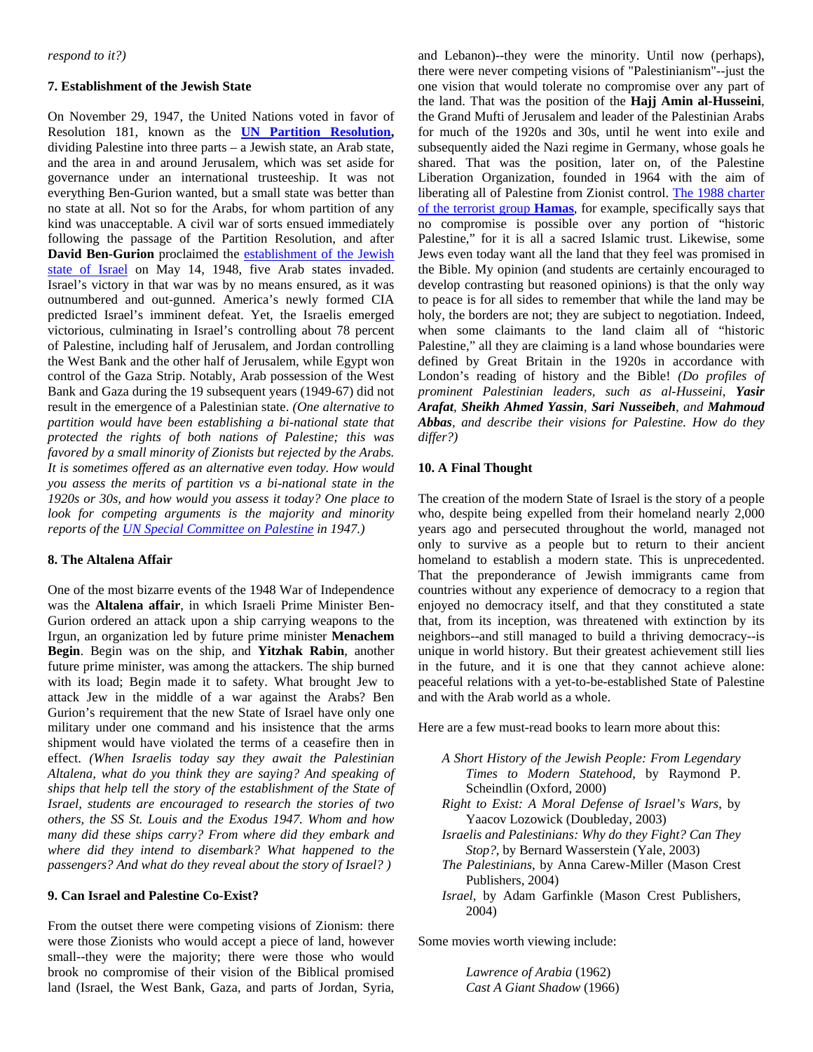*respond to it?)*

### 7. Establishment of the Jewish State

On November 29, 1947, the United Nations voted in favor of Resolution 181, known as the **UN Partition Resolution,** dividing Palestine into three parts – a Jewish state, an Arab state, and the area in and around Jerusalem, which was set aside for governance under an international trusteeship. It was not everything Ben-Gurion wanted, but a small state was better than no state at all. Not so for the Arabs, for whom partition of any kind was unacceptable. A civil war of sorts ensued immediately following the passage of the Partition Resolution, and after **David Ben-Gurion** proclaimed the establishment of the Jewish state of Israel on May 14, 1948, five Arab states invaded. Israel's victory in that war was by no means ensured, as it was outnumbered and out-gunned. America's newly formed CIA predicted Israel's imminent defeat. Yet, the Israelis emerged victorious, culminating in Israel's controlling about 78 percent of Palestine, including half of Jerusalem, and Jordan controlling the West Bank and the other half of Jerusalem, while Egypt won control of the Gaza Strip. Notably, Arab possession of the West Bank and Gaza during the 19 subsequent years (1949-67) did not result in the emergence of a Palestinian state. *(One alternative to partition would have been establishing a bi-national state that protected the rights of both nations of Palestine; this was favored by a small minority of Zionists but rejected by the Arabs. It is sometimes offered as an alternative even today. How would you assess the merits of partition vs a bi-national state in the 1920s or 30s, and how would you assess it today? One place to look for competing arguments is the majority and minority reports of the UN Special Committee on Palestine in 1947.)*

### 8. The Altalena Affair

One of the most bizarre events of the 1948 War of Independence was the **Altalena affair**, in which Israeli Prime Minister Ben-Gurion ordered an attack upon a ship carrying weapons to the Irgun, an organization led by future prime minister **Menachem Begin**. Begin was on the ship, and **Yitzhak Rabin**, another future prime minister, was among the attackers. The ship burned with its load; Begin made it to safety. What brought Jew to attack Jew in the middle of a war against the Arabs? Ben Gurion's requirement that the new State of Israel have only one military under one command and his insistence that the arms shipment would have violated the terms of a ceasefire then in effect. *(When Israelis today say they await the Palestinian Altalena, what do you think they are saying? And speaking of ships that help tell the story of the establishment of the State of Israel, students are encouraged to research the stories of two others, the SS St. Louis and the Exodus 1947. Whom and how many did these ships carry? From where did they embark and where did they intend to disembark? What happened to the passengers? And what do they reveal about the story of Israel? )*

### 9. Can Israel and Palestine Co-Exist?

From the outset there were competing visions of Zionism: there were those Zionists who would accept a piece of land, however small--they were the majority; there were those who would brook no compromise of their vision of the Biblical promised land (Israel, the West Bank, Gaza, and parts of Jordan, Syria, and Lebanon)--they were the minority. Until now (perhaps), there were never competing visions of "Palestinianism"--just the one vision that would tolerate no compromise over any part of the land. That was the position of the **Hajj Amin al-Husseini**, the Grand Mufti of Jerusalem and leader of the Palestinian Arabs for much of the 1920s and 30s, until he went into exile and subsequently aided the Nazi regime in Germany, whose goals he shared. That was the position, later on, of the Palestine Liberation Organization, founded in 1964 with the aim of liberating all of Palestine from Zionist control. The 1988 charter of the terrorist group **Hamas**, for example, specifically says that no compromise is possible over any portion of "historic Palestine," for it is all a sacred Islamic trust. Likewise, some Jews even today want all the land that they feel was promised in the Bible. My opinion (and students are certainly encouraged to develop contrasting but reasoned opinions) is that the only way to peace is for all sides to remember that while the land may be holy, the borders are not; they are subject to negotiation. Indeed, when some claimants to the land claim all of "historic Palestine," all they are claiming is a land whose boundaries were defined by Great Britain in the 1920s in accordance with London's reading of history and the Bible! *(Do profiles of prominent Palestinian leaders, such as al-Husseini, **Yasir Arafat**, **Sheikh Ahmed Yassin**, **Sari Nusseibeh**, and **Mahmoud Abbas**, and describe their visions for Palestine. How do they differ?)*

### 10. A Final Thought

The creation of the modern State of Israel is the story of a people who, despite being expelled from their homeland nearly 2,000 years ago and persecuted throughout the world, managed not only to survive as a people but to return to their ancient homeland to establish a modern state. This is unprecedented. That the preponderance of Jewish immigrants came from countries without any experience of democracy to a region that enjoyed no democracy itself, and that they constituted a state that, from its inception, was threatened with extinction by its neighbors--and still managed to build a thriving democracy--is unique in world history. But their greatest achievement still lies in the future, and it is one that they cannot achieve alone: peaceful relations with a yet-to-be-established State of Palestine and with the Arab world as a whole.

Here are a few must-read books to learn more about this:

- *A Short History of the Jewish People: From Legendary Times to Modern Statehood*, by Raymond P. Scheindlin (Oxford, 2000)
- *Right to Exist: A Moral Defense of Israel's Wars*, by Yaacov Lozowick (Doubleday, 2003)
- *Israelis and Palestinians: Why do They Fight? Can They Stop?*, by Bernard Wasserstein (Yale, 2003)
- *The Palestinians*, by Anna Carew-Miller (Mason Crest Publishers, 2004)
- *Israel*, by Adam Garfinkle (Mason Crest Publishers, 2004)

Some movies worth viewing include:

- *Lawrence of Arabia* (1962)
- *Cast A Giant Shadow* (1966)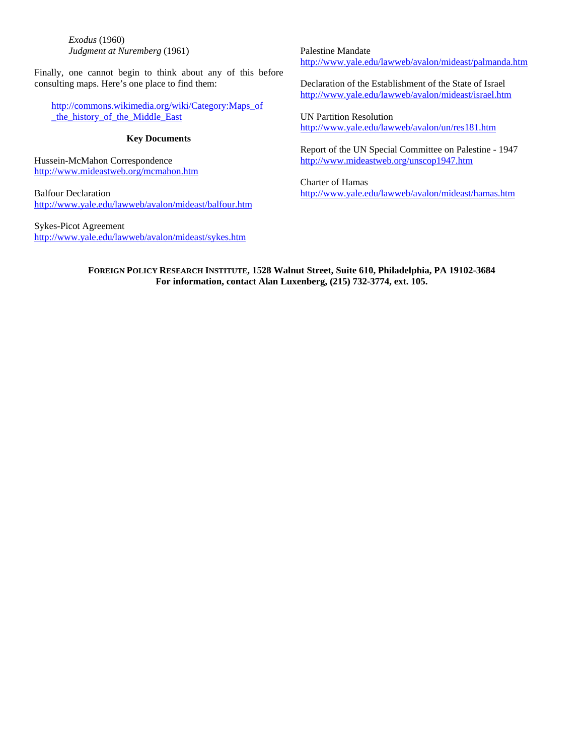*Exodus* (1960)
*Judgment at Nuremberg* (1961)

Finally, one cannot begin to think about any of this before consulting maps. Here's one place to find them:

http://commons.wikimedia.org/wiki/Category:Maps_of_the_history_of_the_Middle_East

**Key Documents**

Hussein-McMahon Correspondence
http://www.mideastweb.org/mcmahon.htm

Balfour Declaration
http://www.yale.edu/lawweb/avalon/mideast/balfour.htm

Sykes-Picot Agreement
http://www.yale.edu/lawweb/avalon/mideast/sykes.htm

Palestine Mandate
http://www.yale.edu/lawweb/avalon/mideast/palmanda.htm

Declaration of the Establishment of the State of Israel
http://www.yale.edu/lawweb/avalon/mideast/israel.htm

UN Partition Resolution
http://www.yale.edu/lawweb/avalon/un/res181.htm

Report of the UN Special Committee on Palestine - 1947
http://www.mideastweb.org/unscop1947.htm

Charter of Hamas
http://www.yale.edu/lawweb/avalon/mideast/hamas.htm

**FOREIGN POLICY RESEARCH INSTITUTE, 1528 Walnut Street, Suite 610, Philadelphia, PA 19102-3684**
**For information, contact Alan Luxenberg, (215) 732-3774, ext. 105.**